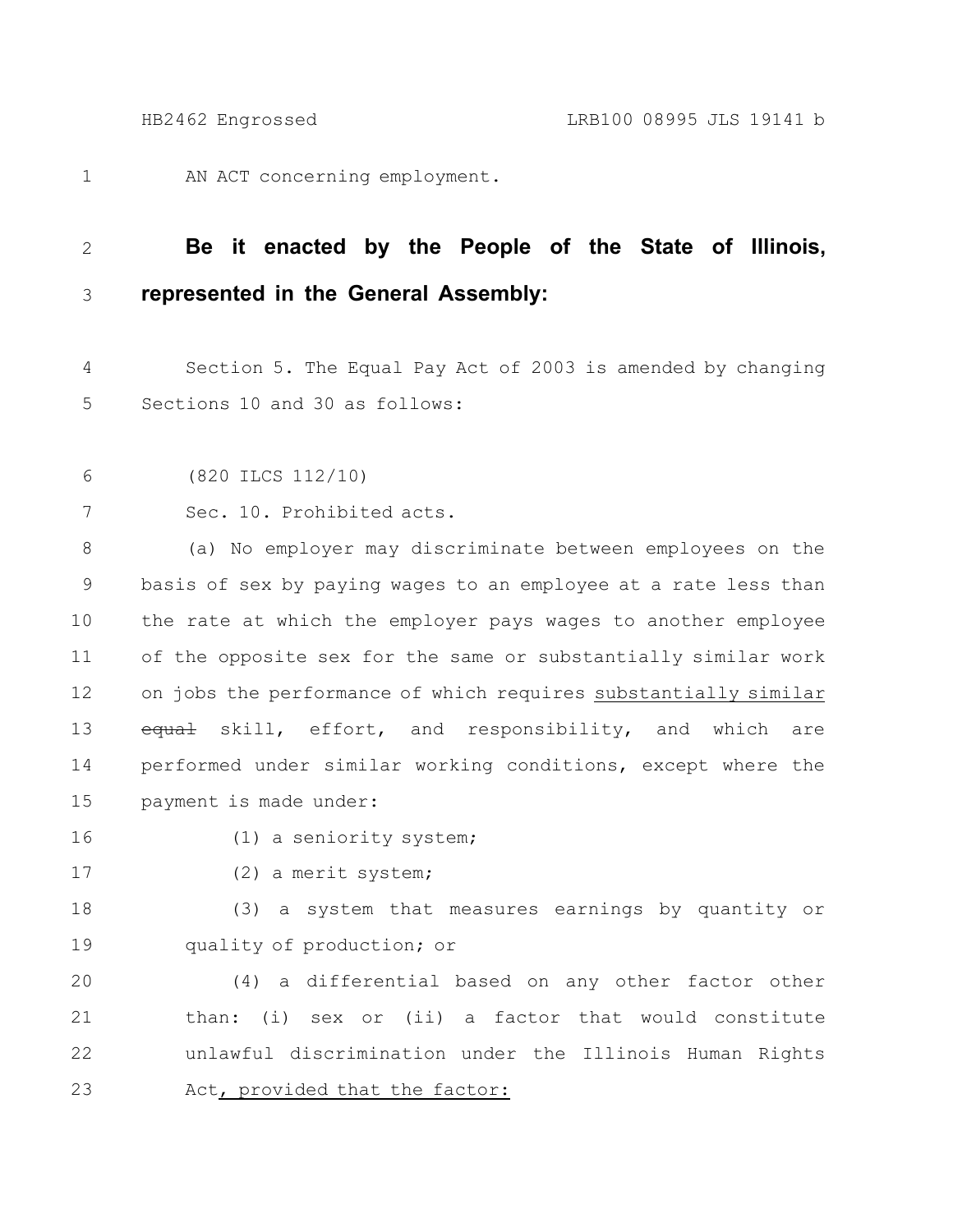AN ACT concerning employment.

**Be it enacted by the People of the State of Illinois, represented in the General Assembly:**

Section 5. The Equal Pay Act of 2003 is amended by changing Sections 10 and 30 as follows:

(820 ILCS 112/10)

Sec. 10. Prohibited acts.

(a) No employer may discriminate between employees on the basis of sex by paying wages to an employee at a rate less than the rate at which the employer pays wages to another employee of the opposite sex for the same or substantially similar work on jobs the performance of which requires <u>substantially similar</u> ~~equal~~ skill, effort, and responsibility, and which are performed under similar working conditions, except where the payment is made under:

(1) a seniority system;

(2) a merit system;

(3) a system that measures earnings by quantity or quality of production; or

(4) a differential based on any other factor other than: (i) sex or (ii) a factor that would constitute unlawful discrimination under the Illinois Human Rights Act<u>, provided that the factor:</u>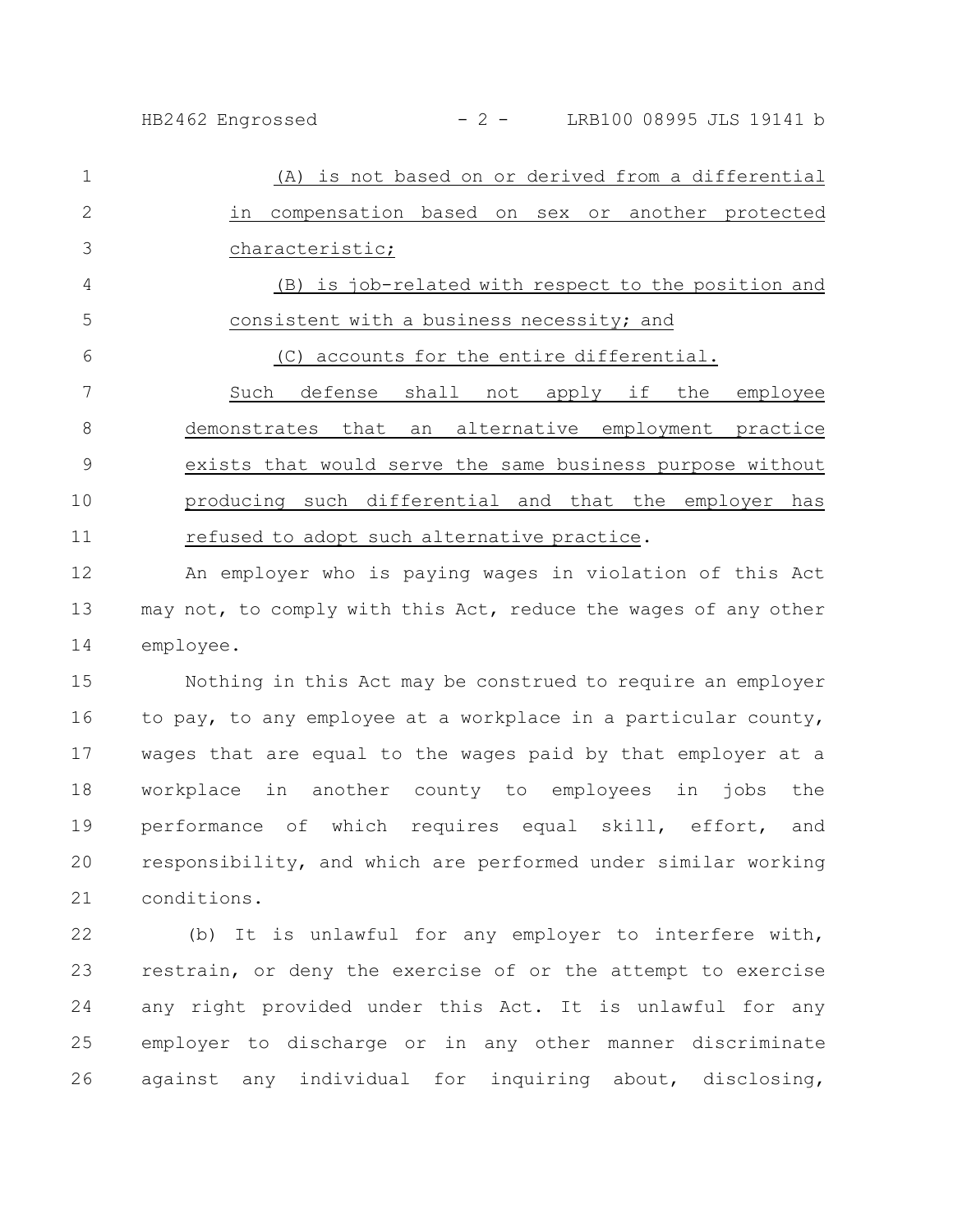(A) is not based on or derived from a differential in compensation based on sex or another protected characteristic;

(B) is job-related with respect to the position and consistent with a business necessity; and

(C) accounts for the entire differential.

Such defense shall not apply if the employee demonstrates that an alternative employment practice exists that would serve the same business purpose without producing such differential and that the employer has refused to adopt such alternative practice.

An employer who is paying wages in violation of this Act may not, to comply with this Act, reduce the wages of any other employee.

Nothing in this Act may be construed to require an employer to pay, to any employee at a workplace in a particular county, wages that are equal to the wages paid by that employer at a workplace in another county to employees in jobs the performance of which requires equal skill, effort, and responsibility, and which are performed under similar working conditions.

(b) It is unlawful for any employer to interfere with, restrain, or deny the exercise of or the attempt to exercise any right provided under this Act. It is unlawful for any employer to discharge or in any other manner discriminate against any individual for inquiring about, disclosing,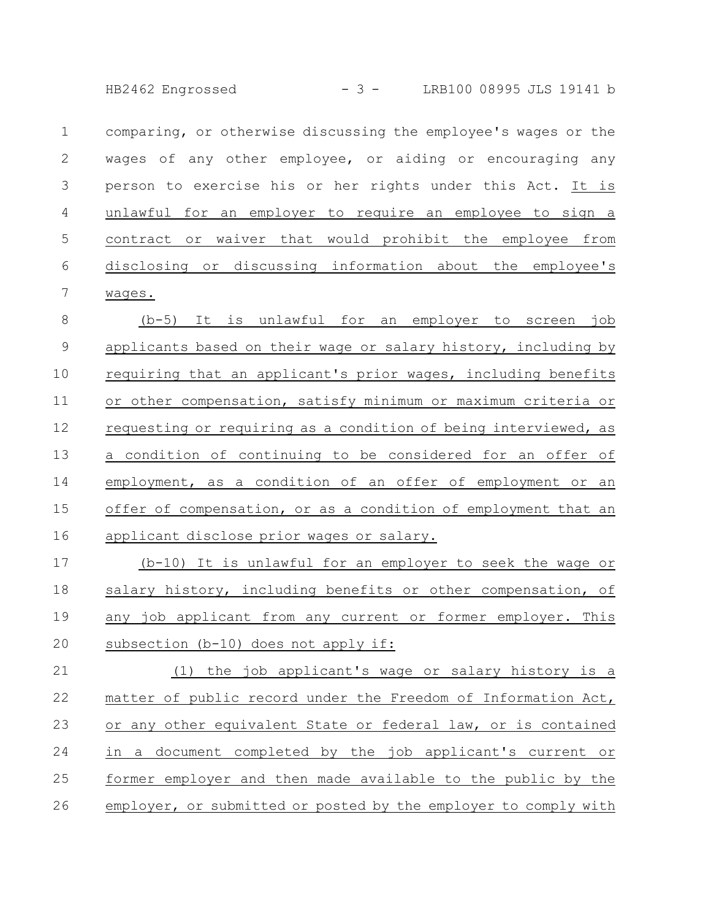comparing, or otherwise discussing the employee's wages or the wages of any other employee, or aiding or encouraging any person to exercise his or her rights under this Act. It is unlawful for an employer to require an employee to sign a contract or waiver that would prohibit the employee from disclosing or discussing information about the employee's wages.

(b-5) It is unlawful for an employer to screen job applicants based on their wage or salary history, including by requiring that an applicant's prior wages, including benefits or other compensation, satisfy minimum or maximum criteria or requesting or requiring as a condition of being interviewed, as a condition of continuing to be considered for an offer of employment, as a condition of an offer of employment or an offer of compensation, or as a condition of employment that an applicant disclose prior wages or salary.

(b-10) It is unlawful for an employer to seek the wage or salary history, including benefits or other compensation, of any job applicant from any current or former employer. This subsection (b-10) does not apply if:

(1) the job applicant's wage or salary history is a matter of public record under the Freedom of Information Act, or any other equivalent State or federal law, or is contained in a document completed by the job applicant's current or former employer and then made available to the public by the employer, or submitted or posted by the employer to comply with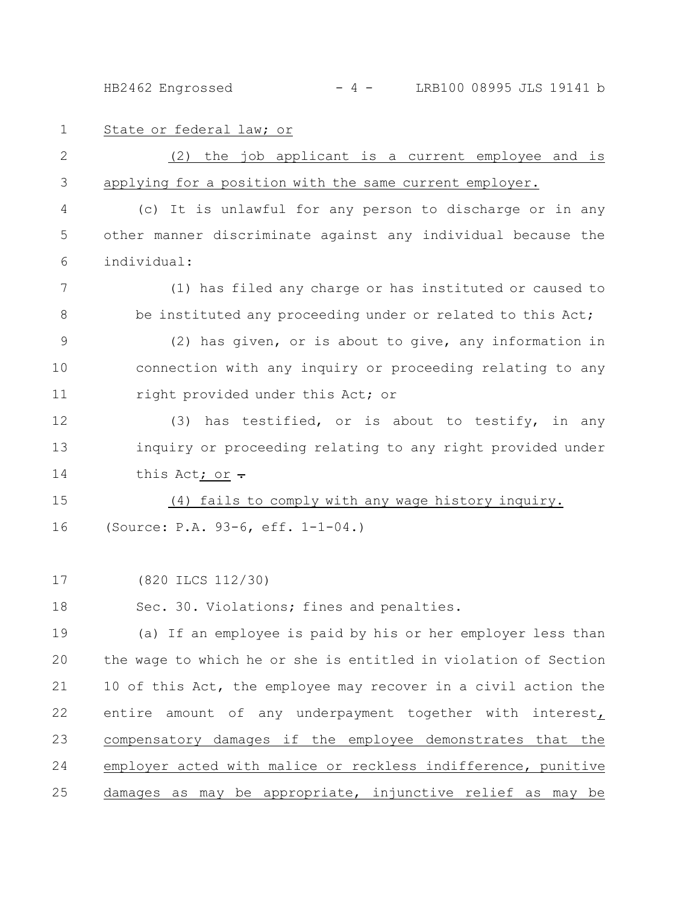State or federal law; or

(2) the job applicant is a current employee and is applying for a position with the same current employer.

(c) It is unlawful for any person to discharge or in any other manner discriminate against any individual because the individual:

(1) has filed any charge or has instituted or caused to be instituted any proceeding under or related to this Act;

(2) has given, or is about to give, any information in connection with any inquiry or proceeding relating to any right provided under this Act; or

(3) has testified, or is about to testify, in any inquiry or proceeding relating to any right provided under this Act; or .

(4) fails to comply with any wage history inquiry.

(Source: P.A. 93-6, eff. 1-1-04.)

(820 ILCS 112/30)

Sec. 30. Violations; fines and penalties.

(a) If an employee is paid by his or her employer less than the wage to which he or she is entitled in violation of Section 10 of this Act, the employee may recover in a civil action the entire amount of any underpayment together with interest, compensatory damages if the employee demonstrates that the employer acted with malice or reckless indifference, punitive damages as may be appropriate, injunctive relief as may be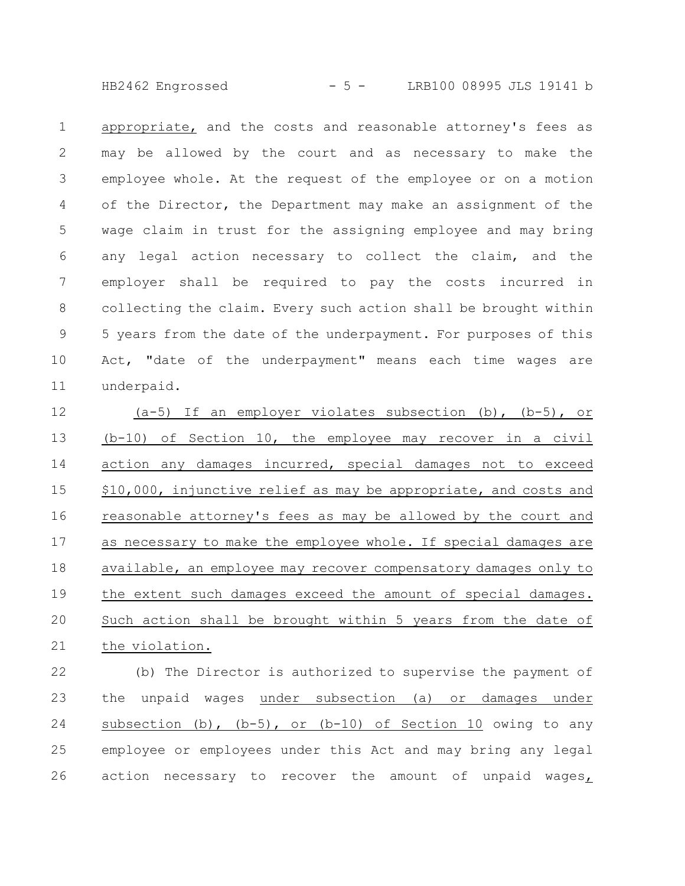appropriate, and the costs and reasonable attorney's fees as may be allowed by the court and as necessary to make the employee whole. At the request of the employee or on a motion of the Director, the Department may make an assignment of the wage claim in trust for the assigning employee and may bring any legal action necessary to collect the claim, and the employer shall be required to pay the costs incurred in collecting the claim. Every such action shall be brought within 5 years from the date of the underpayment. For purposes of this Act, "date of the underpayment" means each time wages are underpaid.

(a-5) If an employer violates subsection (b), (b-5), or (b-10) of Section 10, the employee may recover in a civil action any damages incurred, special damages not to exceed $10,000, injunctive relief as may be appropriate, and costs and reasonable attorney's fees as may be allowed by the court and as necessary to make the employee whole. If special damages are available, an employee may recover compensatory damages only to the extent such damages exceed the amount of special damages. Such action shall be brought within 5 years from the date of the violation.

(b) The Director is authorized to supervise the payment of the unpaid wages under subsection (a) or damages under subsection (b), (b-5), or (b-10) of Section 10 owing to any employee or employees under this Act and may bring any legal action necessary to recover the amount of unpaid wages,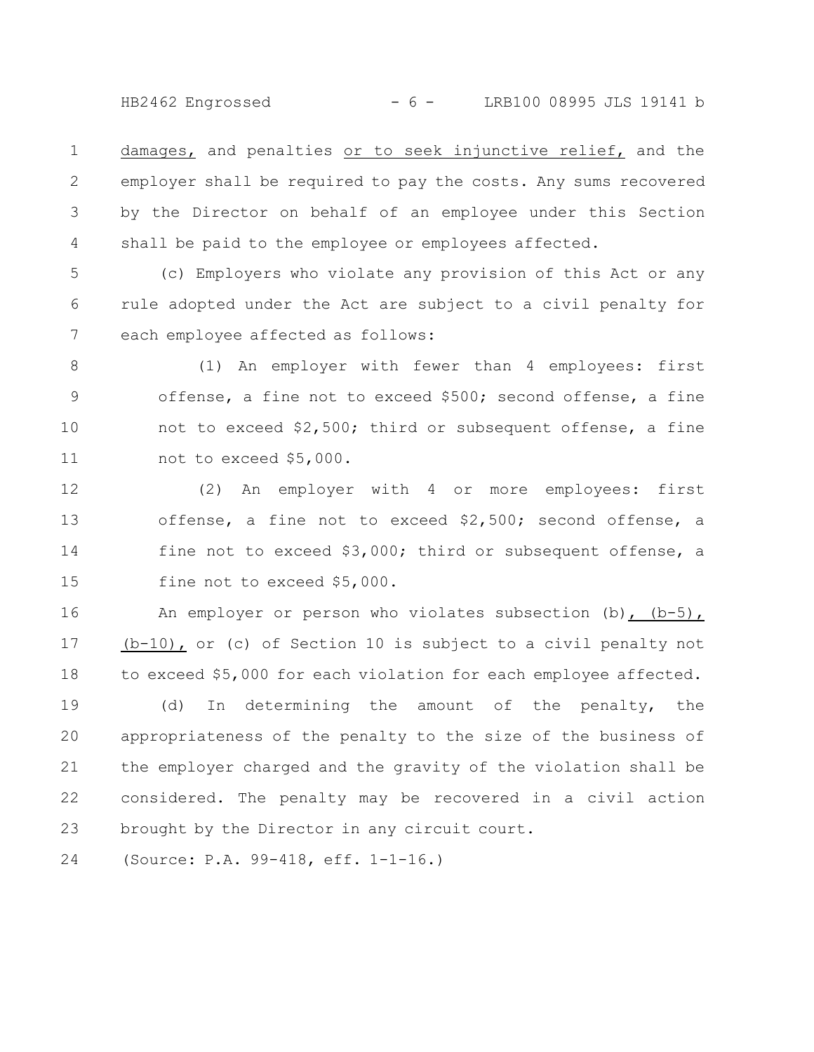damages, and penalties or to seek injunctive relief, and the employer shall be required to pay the costs. Any sums recovered by the Director on behalf of an employee under this Section shall be paid to the employee or employees affected.

(c) Employers who violate any provision of this Act or any rule adopted under the Act are subject to a civil penalty for each employee affected as follows:

(1) An employer with fewer than 4 employees: first offense, a fine not to exceed $500; second offense, a fine not to exceed $2,500; third or subsequent offense, a fine not to exceed $5,000.

(2) An employer with 4 or more employees: first offense, a fine not to exceed $2,500; second offense, a fine not to exceed $3,000; third or subsequent offense, a fine not to exceed $5,000.

An employer or person who violates subsection (b), (b-5), (b-10), or (c) of Section 10 is subject to a civil penalty not to exceed $5,000 for each violation for each employee affected.

(d) In determining the amount of the penalty, the appropriateness of the penalty to the size of the business of the employer charged and the gravity of the violation shall be considered. The penalty may be recovered in a civil action brought by the Director in any circuit court.

(Source: P.A. 99-418, eff. 1-1-16.)